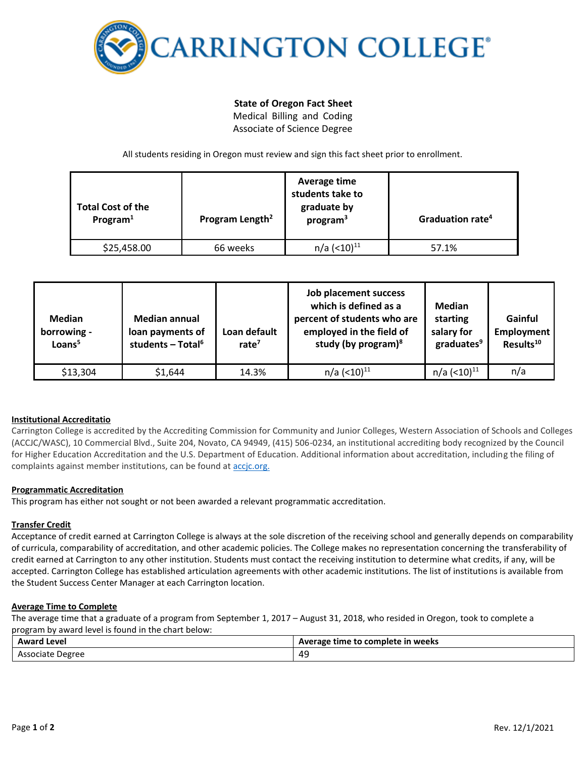# CARRINGTON COLLEGE

**State of Oregon Fact Sheet**
Medical Billing and Coding
Associate of Science Degree

All students residing in Oregon must review and sign this fact sheet prior to enrollment.

| Total Cost of the Program[1] | Program Length[2] | Average time students take to graduate by program[3] | Graduation rate[4] |
|---|---|---|---|
| $25,458.00 | 66 weeks | n/a (<10)[11] | 57.1% |

| Median borrowing - Loans[5] | Median annual loan payments of students – Total[6] | Loan default rate[7] | Job placement success which is defined as a percent of students who are employed in the field of study (by program)[8] | Median starting salary for graduates[9] | Gainful Employment Results[10] |
|---|---|---|---|---|---|
| $13,304 | $1,644 | 14.3% | n/a (<10)[11] | n/a (<10)[11] | n/a |

**Institutional Accreditatio**

Carrington College is accredited by the Accrediting Commission for Community and Junior Colleges, Western Association of Schools and Colleges (ACCJC/WASC), 10 Commercial Blvd., Suite 204, Novato, CA 94949, (415) 506-0234, an institutional accrediting body recognized by the Council for Higher Education Accreditation and the U.S. Department of Education. Additional information about accreditation, including the filing of complaints against member institutions, can be found at accjc.org.

**Programmatic Accreditation**

This program has either not sought or not been awarded a relevant programmatic accreditation.

**Transfer Credit**

Acceptance of credit earned at Carrington College is always at the sole discretion of the receiving school and generally depends on comparability of curricula, comparability of accreditation, and other academic policies. The College makes no representation concerning the transferability of credit earned at Carrington to any other institution. Students must contact the receiving institution to determine what credits, if any, will be accepted. Carrington College has established articulation agreements with other academic institutions. The list of institutions is available from the Student Success Center Manager at each Carrington location.

**Average Time to Complete**

The average time that a graduate of a program from September 1, 2017 – August 31, 2018, who resided in Oregon, took to complete a program by award level is found in the chart below:

| Award Level | Average time to complete in weeks |
|---|---|
| Associate Degree | 49 |

Rev. 12/1/2021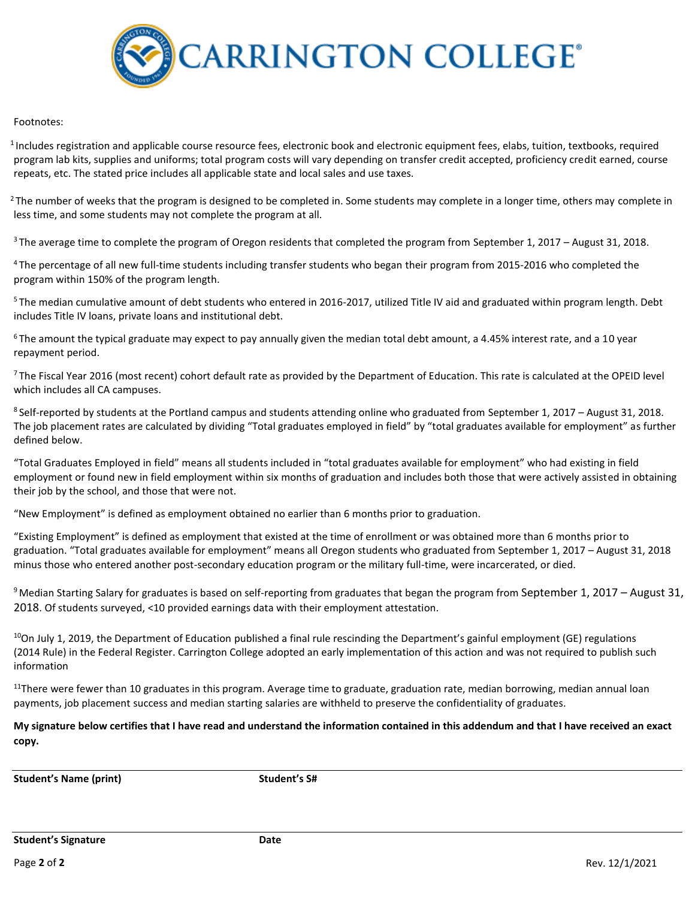Footnotes:

[1] Includes registration and applicable course resource fees, electronic book and electronic equipment fees, elabs, tuition, textbooks, required program lab kits, supplies and uniforms; total program costs will vary depending on transfer credit accepted, proficiency credit earned, course repeats, etc. The stated price includes all applicable state and local sales and use taxes.

[2] The number of weeks that the program is designed to be completed in. Some students may complete in a longer time, others may complete in less time, and some students may not complete the program at all.

[3] The average time to complete the program of Oregon residents that completed the program from September 1, 2017 – August 31, 2018.

[4] The percentage of all new full-time students including transfer students who began their program from 2015-2016 who completed the program within 150% of the program length.

[5] The median cumulative amount of debt students who entered in 2016-2017, utilized Title IV aid and graduated within program length. Debt includes Title IV loans, private loans and institutional debt.

[6] The amount the typical graduate may expect to pay annually given the median total debt amount, a 4.45% interest rate, and a 10 year repayment period.

[7] The Fiscal Year 2016 (most recent) cohort default rate as provided by the Department of Education. This rate is calculated at the OPEID level which includes all CA campuses.

[8] Self-reported by students at the Portland campus and students attending online who graduated from September 1, 2017 – August 31, 2018. The job placement rates are calculated by dividing "Total graduates employed in field" by "total graduates available for employment" as further defined below.

"Total Graduates Employed in field" means all students included in "total graduates available for employment" who had existing in field employment or found new in field employment within six months of graduation and includes both those that were actively assisted in obtaining their job by the school, and those that were not.

"New Employment" is defined as employment obtained no earlier than 6 months prior to graduation.

"Existing Employment" is defined as employment that existed at the time of enrollment or was obtained more than 6 months prior to graduation. "Total graduates available for employment" means all Oregon students who graduated from September 1, 2017 – August 31, 2018 minus those who entered another post-secondary education program or the military full-time, were incarcerated, or died.

[9] Median Starting Salary for graduates is based on self-reporting from graduates that began the program from September 1, 2017 – August 31, 2018. Of students surveyed, <10 provided earnings data with their employment attestation.

[10] On July 1, 2019, the Department of Education published a final rule rescinding the Department's gainful employment (GE) regulations (2014 Rule) in the Federal Register. Carrington College adopted an early implementation of this action and was not required to publish such information

[11] There were fewer than 10 graduates in this program. Average time to graduate, graduation rate, median borrowing, median annual loan payments, job placement success and median starting salaries are withheld to preserve the confidentiality of graduates.

**My signature below certifies that I have read and understand the information contained in this addendum and that I have received an exact copy.**

**Student's Name (print)** **Student's S#**

**Student's Signature** **Date**

Rev. 12/1/2021